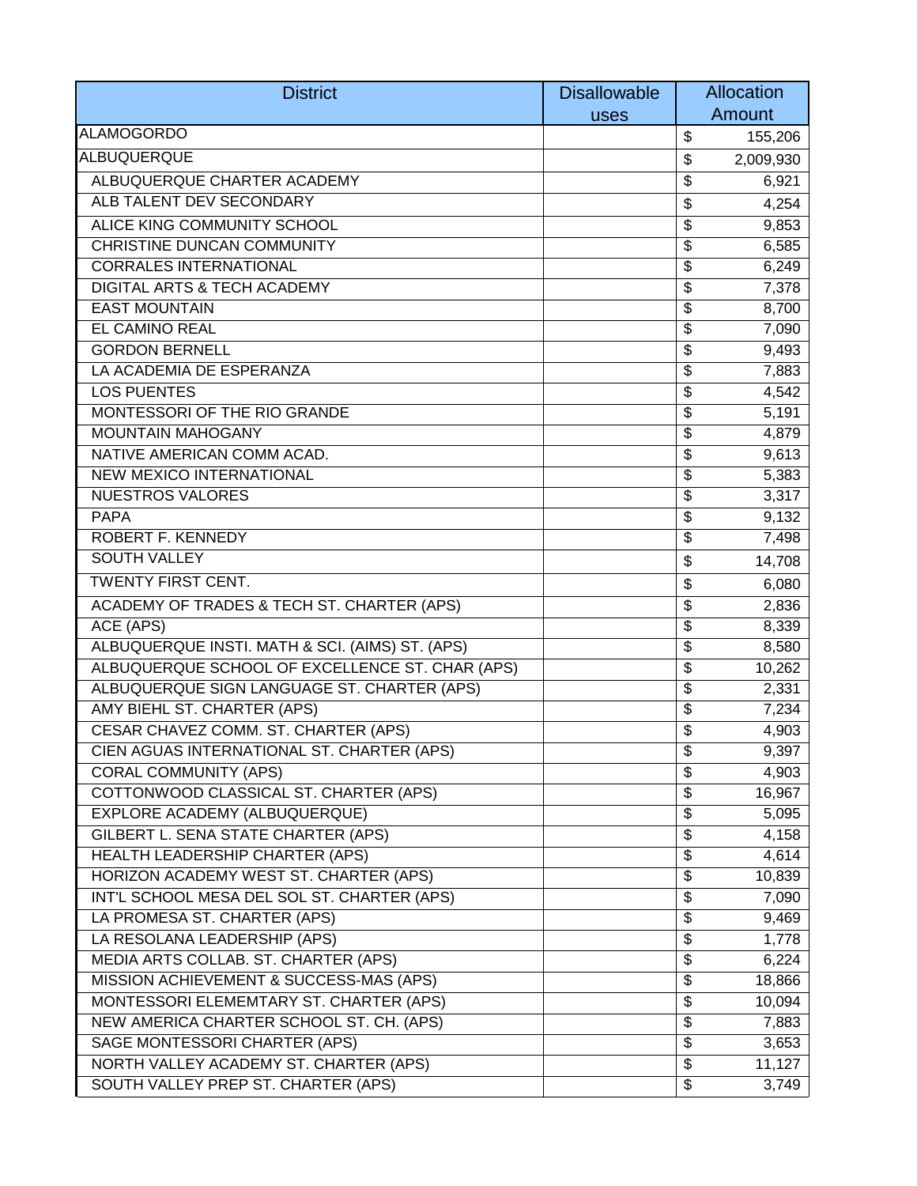| District | Disallowable uses | Allocation Amount |
|---|---|---|
| ALAMOGORDO | | $ 155,206 |
| ALBUQUERQUE | | $ 2,009,930 |
| ALBUQUERQUE CHARTER ACADEMY | | $ 6,921 |
| ALB TALENT DEV SECONDARY | | $ 4,254 |
| ALICE KING COMMUNITY SCHOOL | | $ 9,853 |
| CHRISTINE DUNCAN COMMUNITY | | $ 6,585 |
| CORRALES INTERNATIONAL | | $ 6,249 |
| DIGITAL ARTS & TECH ACADEMY | | $ 7,378 |
| EAST MOUNTAIN | | $ 8,700 |
| EL CAMINO REAL | | $ 7,090 |
| GORDON BERNELL | | $ 9,493 |
| LA ACADEMIA DE ESPERANZA | | $ 7,883 |
| LOS PUENTES | | $ 4,542 |
| MONTESSORI OF THE RIO GRANDE | | $ 5,191 |
| MOUNTAIN MAHOGANY | | $ 4,879 |
| NATIVE AMERICAN COMM ACAD. | | $ 9,613 |
| NEW MEXICO INTERNATIONAL | | $ 5,383 |
| NUESTROS VALORES | | $ 3,317 |
| PAPA | | $ 9,132 |
| ROBERT F. KENNEDY | | $ 7,498 |
| SOUTH VALLEY | | $ 14,708 |
| TWENTY FIRST CENT. | | $ 6,080 |
| ACADEMY OF TRADES & TECH ST. CHARTER (APS) | | $ 2,836 |
| ACE (APS) | | $ 8,339 |
| ALBUQUERQUE INSTI. MATH & SCI. (AIMS) ST. (APS) | | $ 8,580 |
| ALBUQUERQUE SCHOOL OF EXCELLENCE ST. CHAR (APS) | | $ 10,262 |
| ALBUQUERQUE SIGN LANGUAGE ST. CHARTER (APS) | | $ 2,331 |
| AMY BIEHL ST. CHARTER (APS) | | $ 7,234 |
| CESAR CHAVEZ COMM. ST. CHARTER (APS) | | $ 4,903 |
| CIEN AGUAS INTERNATIONAL ST. CHARTER (APS) | | $ 9,397 |
| CORAL COMMUNITY (APS) | | $ 4,903 |
| COTTONWOOD CLASSICAL ST. CHARTER (APS) | | $ 16,967 |
| EXPLORE ACADEMY (ALBUQUERQUE) | | $ 5,095 |
| GILBERT L. SENA STATE CHARTER (APS) | | $ 4,158 |
| HEALTH LEADERSHIP CHARTER (APS) | | $ 4,614 |
| HORIZON ACADEMY WEST ST. CHARTER (APS) | | $ 10,839 |
| INT'L SCHOOL MESA DEL SOL ST. CHARTER (APS) | | $ 7,090 |
| LA PROMESA ST. CHARTER (APS) | | $ 9,469 |
| LA RESOLANA LEADERSHIP (APS) | | $ 1,778 |
| MEDIA ARTS COLLAB. ST. CHARTER (APS) | | $ 6,224 |
| MISSION ACHIEVEMENT & SUCCESS-MAS (APS) | | $ 18,866 |
| MONTESSORI ELEMEMTARY ST. CHARTER (APS) | | $ 10,094 |
| NEW AMERICA CHARTER SCHOOL ST. CH. (APS) | | $ 7,883 |
| SAGE MONTESSORI CHARTER (APS) | | $ 3,653 |
| NORTH VALLEY ACADEMY ST. CHARTER (APS) | | $ 11,127 |
| SOUTH VALLEY PREP ST. CHARTER (APS) | | $ 3,749 |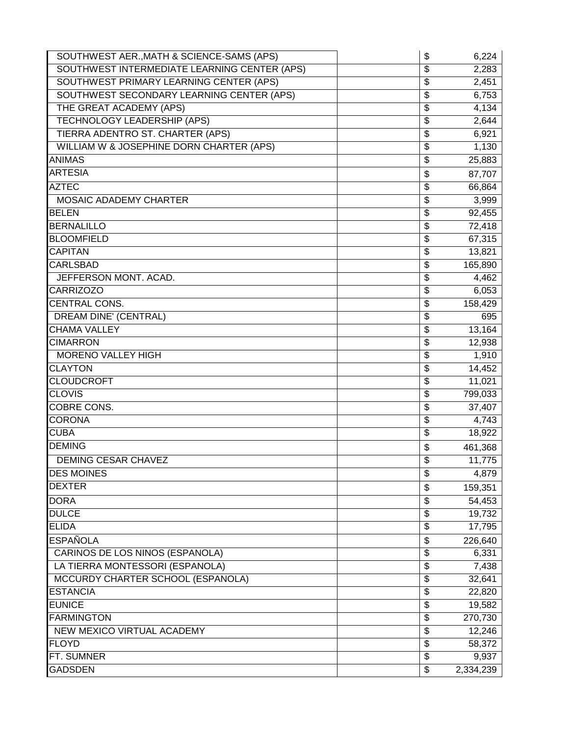| | | | |
|---|---|---|---|
| SOUTHWEST AER.,MATH & SCIENCE-SAMS (APS) | | $ | 6,224 |
| SOUTHWEST INTERMEDIATE LEARNING CENTER (APS) | | $ | 2,283 |
| SOUTHWEST PRIMARY LEARNING CENTER (APS) | | $ | 2,451 |
| SOUTHWEST SECONDARY LEARNING CENTER (APS) | | $ | 6,753 |
| THE GREAT ACADEMY (APS) | | $ | 4,134 |
| TECHNOLOGY LEADERSHIP (APS) | | $ | 2,644 |
| TIERRA ADENTRO ST. CHARTER (APS) | | $ | 6,921 |
| WILLIAM W & JOSEPHINE DORN CHARTER (APS) | | $ | 1,130 |
| ANIMAS | | $ | 25,883 |
| ARTESIA | | $ | 87,707 |
| AZTEC | | $ | 66,864 |
| MOSAIC ADADEMY CHARTER | | $ | 3,999 |
| BELEN | | $ | 92,455 |
| BERNALILLO | | $ | 72,418 |
| BLOOMFIELD | | $ | 67,315 |
| CAPITAN | | $ | 13,821 |
| CARLSBAD | | $ | 165,890 |
| JEFFERSON MONT. ACAD. | | $ | 4,462 |
| CARRIZOZO | | $ | 6,053 |
| CENTRAL CONS. | | $ | 158,429 |
| DREAM DINE' (CENTRAL) | | $ | 695 |
| CHAMA VALLEY | | $ | 13,164 |
| CIMARRON | | $ | 12,938 |
| MORENO VALLEY HIGH | | $ | 1,910 |
| CLAYTON | | $ | 14,452 |
| CLOUDCROFT | | $ | 11,021 |
| CLOVIS | | $ | 799,033 |
| COBRE CONS. | | $ | 37,407 |
| CORONA | | $ | 4,743 |
| CUBA | | $ | 18,922 |
| DEMING | | $ | 461,368 |
| DEMING CESAR CHAVEZ | | $ | 11,775 |
| DES MOINES | | $ | 4,879 |
| DEXTER | | $ | 159,351 |
| DORA | | $ | 54,453 |
| DULCE | | $ | 19,732 |
| ELIDA | | $ | 17,795 |
| ESPAÑOLA | | $ | 226,640 |
| CARINOS DE LOS NINOS (ESPANOLA) | | $ | 6,331 |
| LA TIERRA MONTESSORI (ESPANOLA) | | $ | 7,438 |
| MCCURDY CHARTER SCHOOL (ESPANOLA) | | $ | 32,641 |
| ESTANCIA | | $ | 22,820 |
| EUNICE | | $ | 19,582 |
| FARMINGTON | | $ | 270,730 |
| NEW MEXICO VIRTUAL ACADEMY | | $ | 12,246 |
| FLOYD | | $ | 58,372 |
| FT. SUMNER | | $ | 9,937 |
| GADSDEN | | $ | 2,334,239 |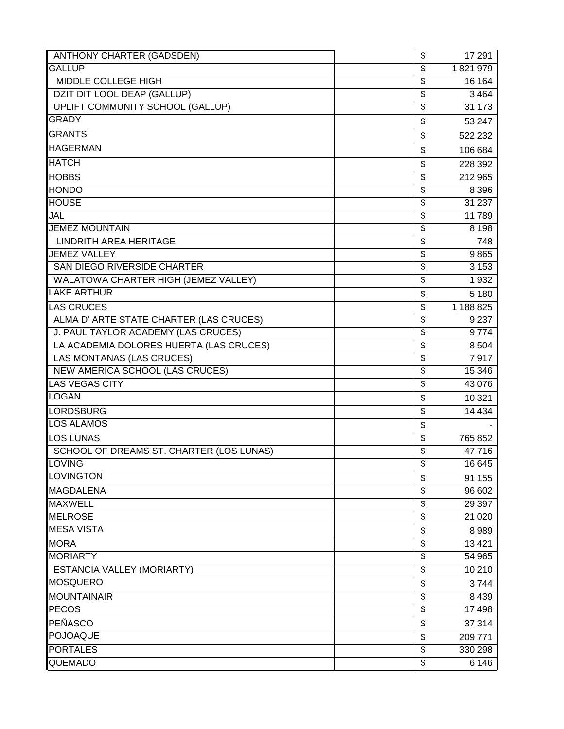| | | |
|---|---|---|
| ANTHONY CHARTER (GADSDEN) | | $ 17,291 |
| GALLUP | | $ 1,821,979 |
| MIDDLE COLLEGE HIGH | | $ 16,164 |
| DZIT DIT LOOL DEAP (GALLUP) | | $ 3,464 |
| UPLIFT COMMUNITY SCHOOL (GALLUP) | | $ 31,173 |
| GRADY | | $ 53,247 |
| GRANTS | | $ 522,232 |
| HAGERMAN | | $ 106,684 |
| HATCH | | $ 228,392 |
| HOBBS | | $ 212,965 |
| HONDO | | $ 8,396 |
| HOUSE | | $ 31,237 |
| JAL | | $ 11,789 |
| JEMEZ MOUNTAIN | | $ 8,198 |
| LINDRITH AREA HERITAGE | | $ 748 |
| JEMEZ VALLEY | | $ 9,865 |
| SAN DIEGO RIVERSIDE CHARTER | | $ 3,153 |
| WALATOWA CHARTER HIGH (JEMEZ VALLEY) | | $ 1,932 |
| LAKE ARTHUR | | $ 5,180 |
| LAS CRUCES | | $ 1,188,825 |
| ALMA D' ARTE STATE CHARTER (LAS CRUCES) | | $ 9,237 |
| J. PAUL TAYLOR ACADEMY (LAS CRUCES) | | $ 9,774 |
| LA ACADEMIA DOLORES HUERTA (LAS CRUCES) | | $ 8,504 |
| LAS MONTANAS (LAS CRUCES) | | $ 7,917 |
| NEW AMERICA SCHOOL (LAS CRUCES) | | $ 15,346 |
| LAS VEGAS CITY | | $ 43,076 |
| LOGAN | | $ 10,321 |
| LORDSBURG | | $ 14,434 |
| LOS ALAMOS | | $ - |
| LOS LUNAS | | $ 765,852 |
| SCHOOL OF DREAMS ST. CHARTER (LOS LUNAS) | | $ 47,716 |
| LOVING | | $ 16,645 |
| LOVINGTON | | $ 91,155 |
| MAGDALENA | | $ 96,602 |
| MAXWELL | | $ 29,397 |
| MELROSE | | $ 21,020 |
| MESA VISTA | | $ 8,989 |
| MORA | | $ 13,421 |
| MORIARTY | | $ 54,965 |
| ESTANCIA VALLEY (MORIARTY) | | $ 10,210 |
| MOSQUERO | | $ 3,744 |
| MOUNTAINAIR | | $ 8,439 |
| PECOS | | $ 17,498 |
| PEÑASCO | | $ 37,314 |
| POJOAQUE | | $ 209,771 |
| PORTALES | | $ 330,298 |
| QUEMADO | | $ 6,146 |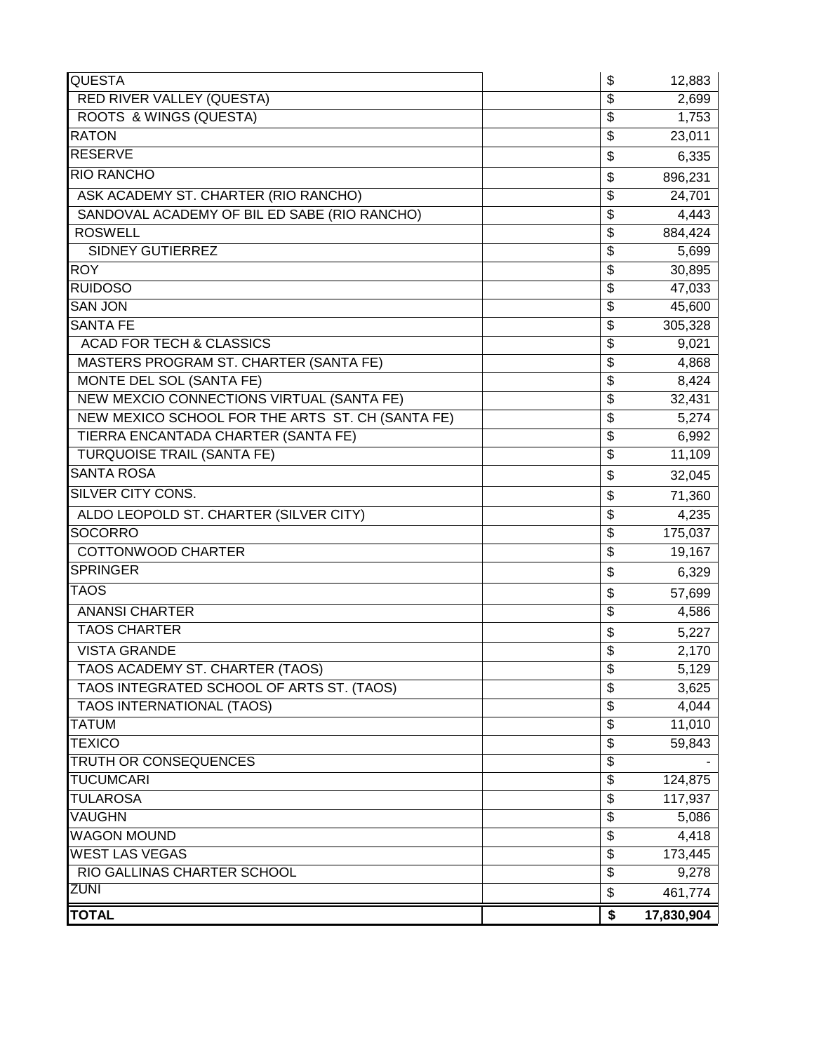| | | |
|---|---|---|
| QUESTA | | $ 12,883 |
| RED RIVER VALLEY (QUESTA) | | $ 2,699 |
| ROOTS & WINGS (QUESTA) | | $ 1,753 |
| RATON | | $ 23,011 |
| RESERVE | | $ 6,335 |
| RIO RANCHO | | $ 896,231 |
| ASK ACADEMY ST. CHARTER (RIO RANCHO) | | $ 24,701 |
| SANDOVAL ACADEMY OF BIL ED SABE (RIO RANCHO) | | $ 4,443 |
| ROSWELL | | $ 884,424 |
| SIDNEY GUTIERREZ | | $ 5,699 |
| ROY | | $ 30,895 |
| RUIDOSO | | $ 47,033 |
| SAN JON | | $ 45,600 |
| SANTA FE | | $ 305,328 |
| ACAD FOR TECH & CLASSICS | | $ 9,021 |
| MASTERS PROGRAM ST. CHARTER (SANTA FE) | | $ 4,868 |
| MONTE DEL SOL (SANTA FE) | | $ 8,424 |
| NEW MEXCIO CONNECTIONS VIRTUAL (SANTA FE) | | $ 32,431 |
| NEW MEXICO SCHOOL FOR THE ARTS ST. CH (SANTA FE) | | $ 5,274 |
| TIERRA ENCANTADA CHARTER (SANTA FE) | | $ 6,992 |
| TURQUOISE TRAIL (SANTA FE) | | $ 11,109 |
| SANTA ROSA | | $ 32,045 |
| SILVER CITY CONS. | | $ 71,360 |
| ALDO LEOPOLD ST. CHARTER (SILVER CITY) | | $ 4,235 |
| SOCORRO | | $ 175,037 |
| COTTONWOOD CHARTER | | $ 19,167 |
| SPRINGER | | $ 6,329 |
| TAOS | | $ 57,699 |
| ANANSI CHARTER | | $ 4,586 |
| TAOS CHARTER | | $ 5,227 |
| VISTA GRANDE | | $ 2,170 |
| TAOS ACADEMY ST. CHARTER (TAOS) | | $ 5,129 |
| TAOS INTEGRATED SCHOOL OF ARTS ST. (TAOS) | | $ 3,625 |
| TAOS INTERNATIONAL (TAOS) | | $ 4,044 |
| TATUM | | $ 11,010 |
| TEXICO | | $ 59,843 |
| TRUTH OR CONSEQUENCES | | $ - |
| TUCUMCARI | | $ 124,875 |
| TULAROSA | | $ 117,937 |
| VAUGHN | | $ 5,086 |
| WAGON MOUND | | $ 4,418 |
| WEST LAS VEGAS | | $ 173,445 |
| RIO GALLINAS CHARTER SCHOOL | | $ 9,278 |
| ZUNI | | $ 461,774 |
| **TOTAL** | | **$ 17,830,904** |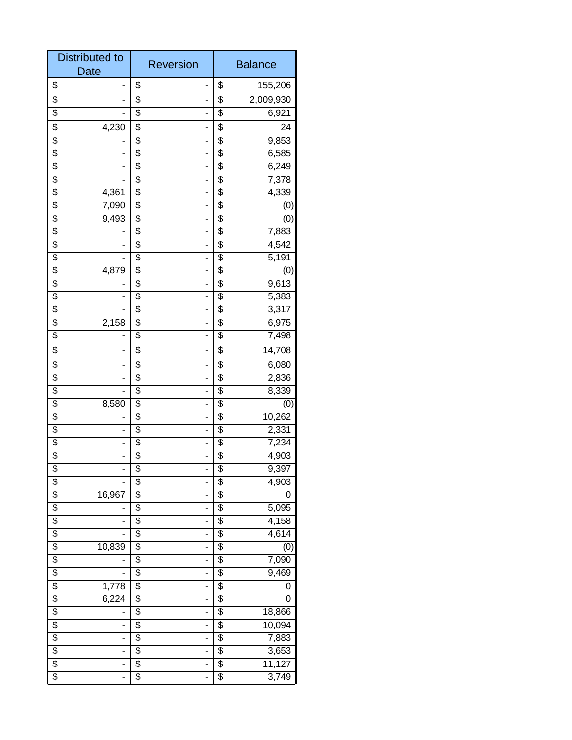| Distributed to Date | Reversion | Balance |
|---|---|---|
| $ - | $ - | $ 155,206 |
| $ - | $ - | $ 2,009,930 |
| $ - | $ - | $ 6,921 |
| $ 4,230 | $ - | $ 24 |
| $ - | $ - | $ 9,853 |
| $ - | $ - | $ 6,585 |
| $ - | $ - | $ 6,249 |
| $ - | $ - | $ 7,378 |
| $ 4,361 | $ - | $ 4,339 |
| $ 7,090 | $ - | $ (0) |
| $ 9,493 | $ - | $ (0) |
| $ - | $ - | $ 7,883 |
| $ - | $ - | $ 4,542 |
| $ - | $ - | $ 5,191 |
| $ 4,879 | $ - | $ (0) |
| $ - | $ - | $ 9,613 |
| $ - | $ - | $ 5,383 |
| $ - | $ - | $ 3,317 |
| $ 2,158 | $ - | $ 6,975 |
| $ - | $ - | $ 7,498 |
| $ - | $ - | $ 14,708 |
| $ - | $ - | $ 6,080 |
| $ - | $ - | $ 2,836 |
| $ - | $ - | $ 8,339 |
| $ 8,580 | $ - | $ (0) |
| $ - | $ - | $ 10,262 |
| $ - | $ - | $ 2,331 |
| $ - | $ - | $ 7,234 |
| $ - | $ - | $ 4,903 |
| $ - | $ - | $ 9,397 |
| $ - | $ - | $ 4,903 |
| $ 16,967 | $ - | $ 0 |
| $ - | $ - | $ 5,095 |
| $ - | $ - | $ 4,158 |
| $ - | $ - | $ 4,614 |
| $ 10,839 | $ - | $ (0) |
| $ - | $ - | $ 7,090 |
| $ - | $ - | $ 9,469 |
| $ 1,778 | $ - | $ 0 |
| $ 6,224 | $ - | $ 0 |
| $ - | $ - | $ 18,866 |
| $ - | $ - | $ 10,094 |
| $ - | $ - | $ 7,883 |
| $ - | $ - | $ 3,653 |
| $ - | $ - | $ 11,127 |
| $ - | $ - | $ 3,749 |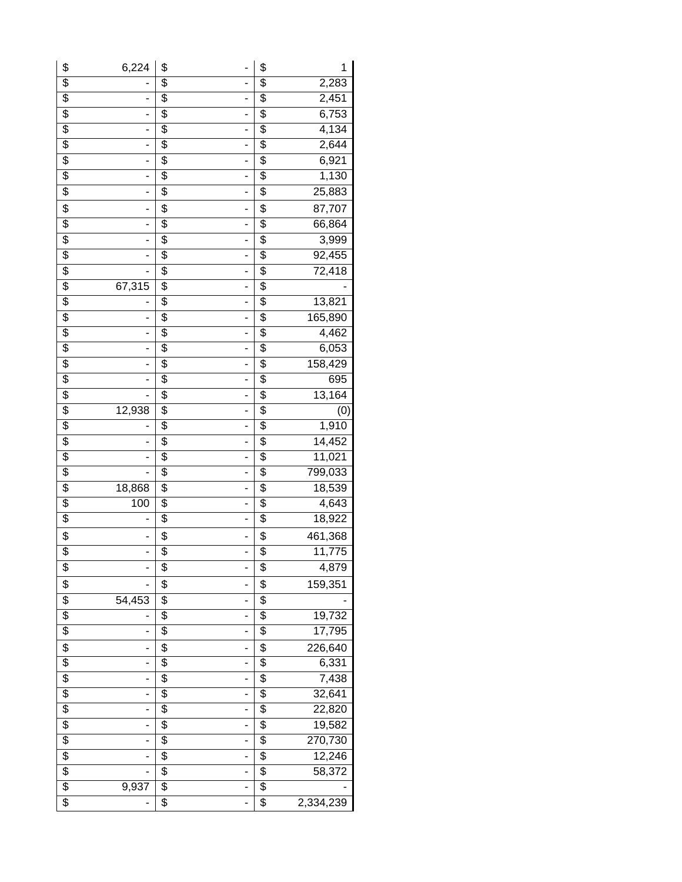| | | |
|---|---|---|
| $ 6,224 | $ - | $ 1 |
| $ - | $ - | $ 2,283 |
| $ - | $ - | $ 2,451 |
| $ - | $ - | $ 6,753 |
| $ - | $ - | $ 4,134 |
| $ - | $ - | $ 2,644 |
| $ - | $ - | $ 6,921 |
| $ - | $ - | $ 1,130 |
| $ - | $ - | $ 25,883 |
| $ - | $ - | $ 87,707 |
| $ - | $ - | $ 66,864 |
| $ - | $ - | $ 3,999 |
| $ - | $ - | $ 92,455 |
| $ - | $ - | $ 72,418 |
| $ 67,315 | $ - | $ - |
| $ - | $ - | $ 13,821 |
| $ - | $ - | $ 165,890 |
| $ - | $ - | $ 4,462 |
| $ - | $ - | $ 6,053 |
| $ - | $ - | $ 158,429 |
| $ - | $ - | $ 695 |
| $ - | $ - | $ 13,164 |
| $ 12,938 | $ - | $ (0) |
| $ - | $ - | $ 1,910 |
| $ - | $ - | $ 14,452 |
| $ - | $ - | $ 11,021 |
| $ - | $ - | $ 799,033 |
| $ 18,868 | $ - | $ 18,539 |
| $ 100 | $ - | $ 4,643 |
| $ - | $ - | $ 18,922 |
| $ - | $ - | $ 461,368 |
| $ - | $ - | $ 11,775 |
| $ - | $ - | $ 4,879 |
| $ - | $ - | $ 159,351 |
| $ 54,453 | $ - | $ - |
| $ - | $ - | $ 19,732 |
| $ - | $ - | $ 17,795 |
| $ - | $ - | $ 226,640 |
| $ - | $ - | $ 6,331 |
| $ - | $ - | $ 7,438 |
| $ - | $ - | $ 32,641 |
| $ - | $ - | $ 22,820 |
| $ - | $ - | $ 19,582 |
| $ - | $ - | $ 270,730 |
| $ - | $ - | $ 12,246 |
| $ - | $ - | $ 58,372 |
| $ 9,937 | $ - | $ - |
| $ - | $ - | $ 2,334,239 |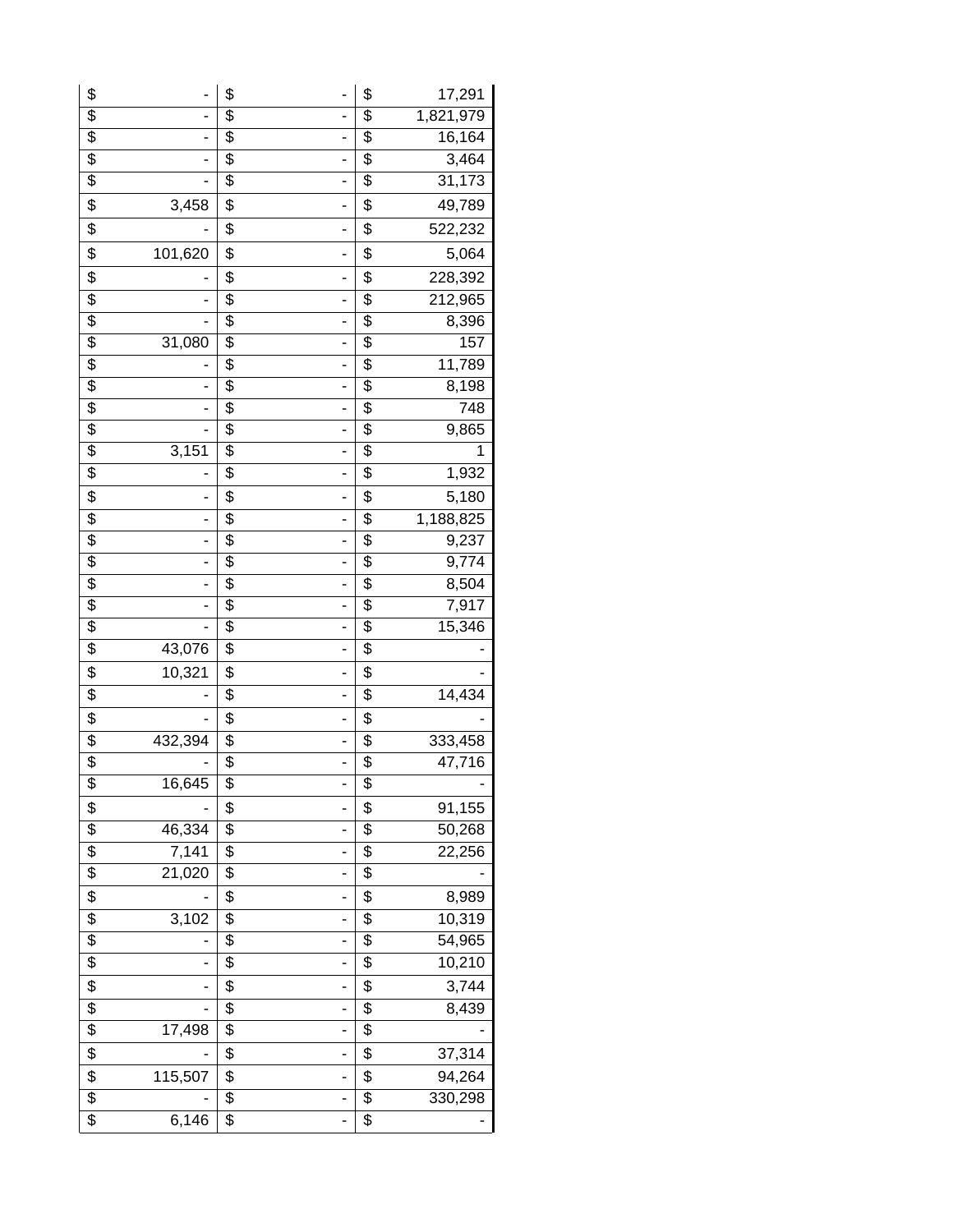| | | |
|---|---|---|
| $ - | $ - | $ 17,291 |
| $ - | $ - | $ 1,821,979 |
| $ - | $ - | $ 16,164 |
| $ - | $ - | $ 3,464 |
| $ - | $ - | $ 31,173 |
| $ 3,458 | $ - | $ 49,789 |
| $ - | $ - | $ 522,232 |
| $ 101,620 | $ - | $ 5,064 |
| $ - | $ - | $ 228,392 |
| $ - | $ - | $ 212,965 |
| $ - | $ - | $ 8,396 |
| $ 31,080 | $ - | $ 157 |
| $ - | $ - | $ 11,789 |
| $ - | $ - | $ 8,198 |
| $ - | $ - | $ 748 |
| $ - | $ - | $ 9,865 |
| $ 3,151 | $ - | $ 1 |
| $ - | $ - | $ 1,932 |
| $ - | $ - | $ 5,180 |
| $ - | $ - | $ 1,188,825 |
| $ - | $ - | $ 9,237 |
| $ - | $ - | $ 9,774 |
| $ - | $ - | $ 8,504 |
| $ - | $ - | $ 7,917 |
| $ - | $ - | $ 15,346 |
| $ 43,076 | $ - | $ - |
| $ 10,321 | $ - | $ - |
| $ - | $ - | $ 14,434 |
| $ - | $ - | $ - |
| $ 432,394 | $ - | $ 333,458 |
| $ - | $ - | $ 47,716 |
| $ 16,645 | $ - | $ - |
| $ - | $ - | $ 91,155 |
| $ 46,334 | $ - | $ 50,268 |
| $ 7,141 | $ - | $ 22,256 |
| $ 21,020 | $ - | $ - |
| $ - | $ - | $ 8,989 |
| $ 3,102 | $ - | $ 10,319 |
| $ - | $ - | $ 54,965 |
| $ - | $ - | $ 10,210 |
| $ - | $ - | $ 3,744 |
| $ - | $ - | $ 8,439 |
| $ 17,498 | $ - | $ - |
| $ - | $ - | $ 37,314 |
| $ 115,507 | $ - | $ 94,264 |
| $ - | $ - | $ 330,298 |
| $ 6,146 | $ - | $ - |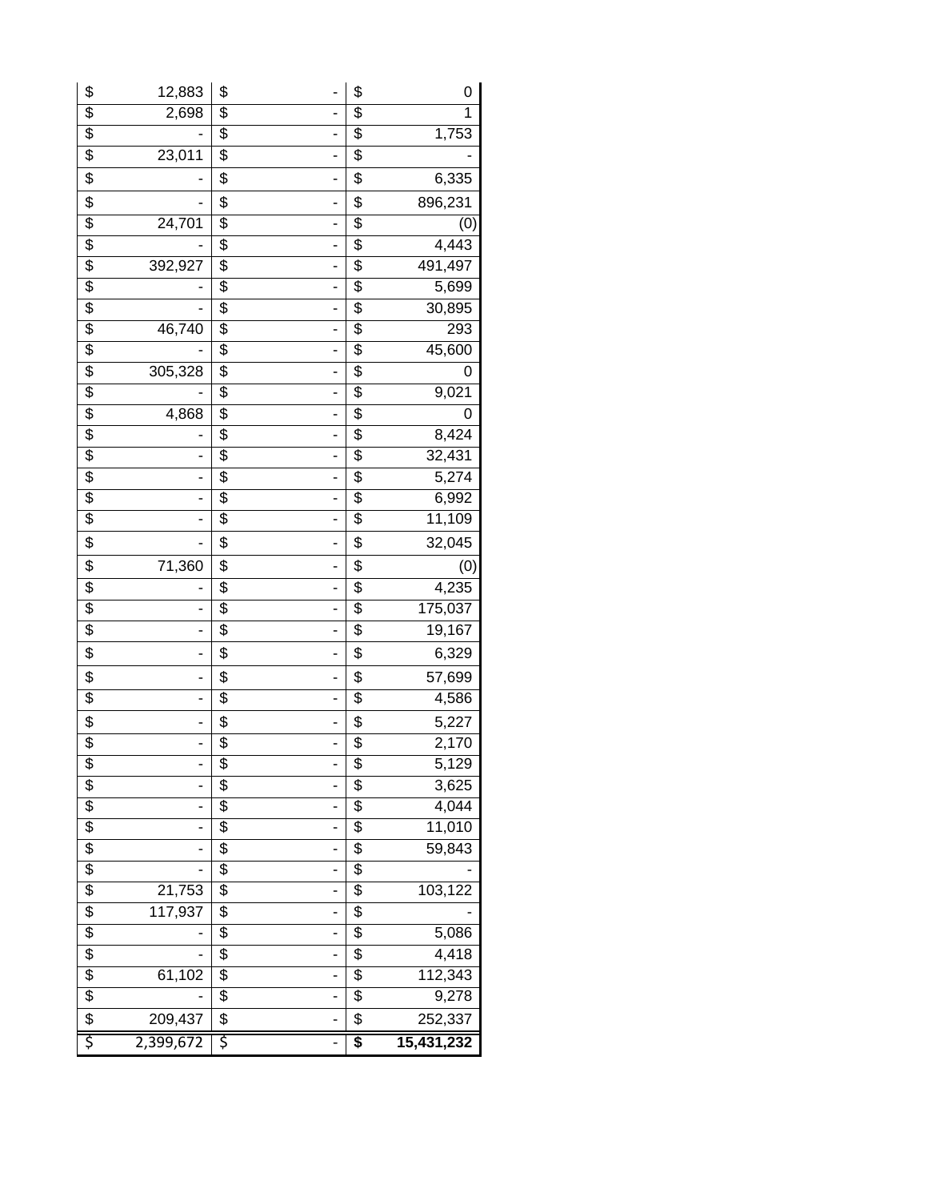| | | |
|---|---|---|
| $ 12,883 | $ - | $ 0 |
| $ 2,698 | $ - | $ 1 |
| $ - | $ - | $ 1,753 |
| $ 23,011 | $ - | $ - |
| $ - | $ - | $ 6,335 |
| $ - | $ - | $ 896,231 |
| $ 24,701 | $ - | $ (0) |
| $ - | $ - | $ 4,443 |
| $ 392,927 | $ - | $ 491,497 |
| $ - | $ - | $ 5,699 |
| $ - | $ - | $ 30,895 |
| $ 46,740 | $ - | $ 293 |
| $ - | $ - | $ 45,600 |
| $ 305,328 | $ - | $ 0 |
| $ - | $ - | $ 9,021 |
| $ 4,868 | $ - | $ 0 |
| $ - | $ - | $ 8,424 |
| $ - | $ - | $ 32,431 |
| $ - | $ - | $ 5,274 |
| $ - | $ - | $ 6,992 |
| $ - | $ - | $ 11,109 |
| $ - | $ - | $ 32,045 |
| $ 71,360 | $ - | $ (0) |
| $ - | $ - | $ 4,235 |
| $ - | $ - | $ 175,037 |
| $ - | $ - | $ 19,167 |
| $ - | $ - | $ 6,329 |
| $ - | $ - | $ 57,699 |
| $ - | $ - | $ 4,586 |
| $ - | $ - | $ 5,227 |
| $ - | $ - | $ 2,170 |
| $ - | $ - | $ 5,129 |
| $ - | $ - | $ 3,625 |
| $ - | $ - | $ 4,044 |
| $ - | $ - | $ 11,010 |
| $ - | $ - | $ 59,843 |
| $ - | $ - | $ - |
| $ 21,753 | $ - | $ 103,122 |
| $ 117,937 | $ - | $ - |
| $ - | $ - | $ 5,086 |
| $ - | $ - | $ 4,418 |
| $ 61,102 | $ - | $ 112,343 |
| $ - | $ - | $ 9,278 |
| $ 209,437 | $ - | $ 252,337 |
| $ 2,399,672 | $ - | **$ 15,431,232** |